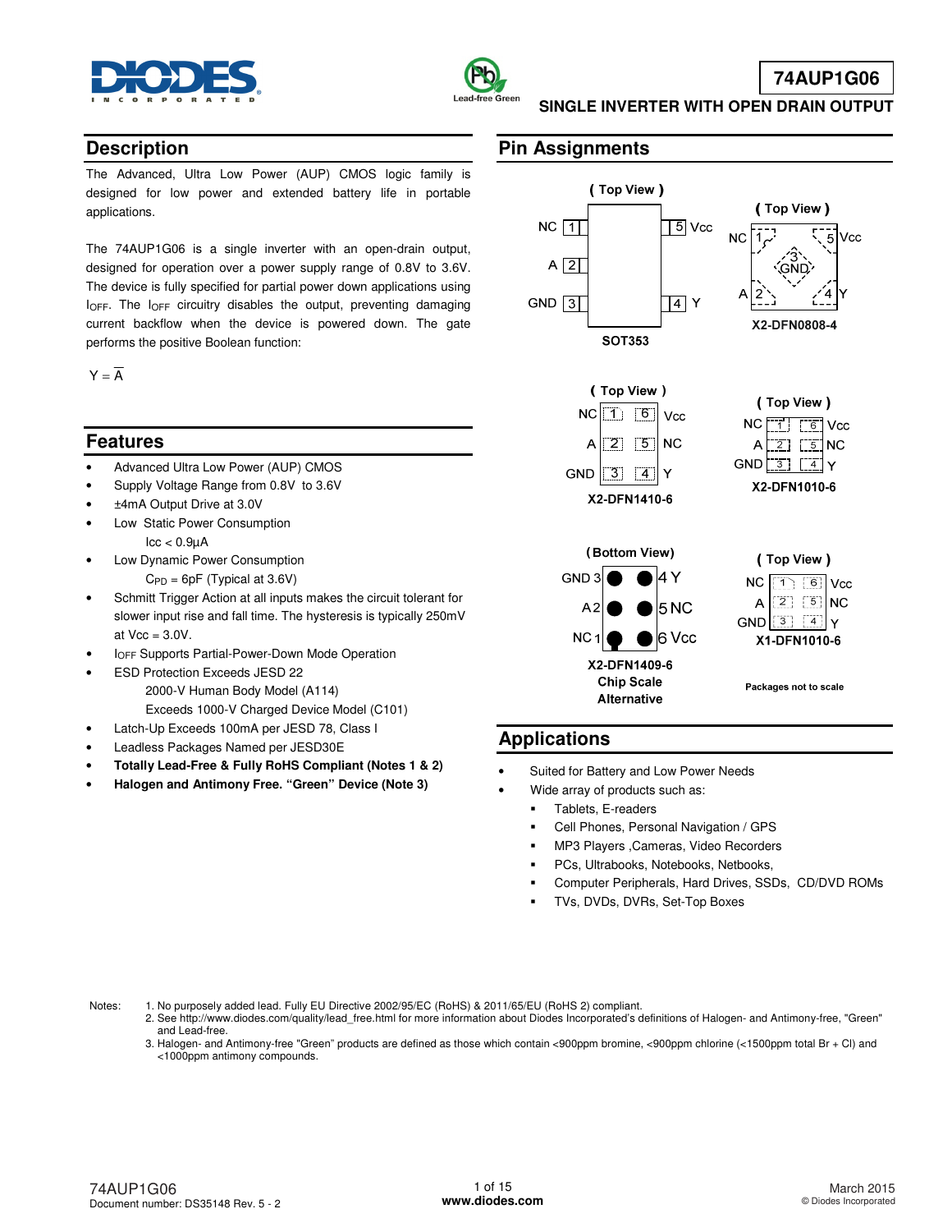# 74AUP1G06

## SINGLE INVERTER WITH OPEN DRAIN OUTPUT

## Description

The Advanced, Ultra Low Power (AUP) CMOS logic family is designed for low power and extended battery life in portable applications.

The 74AUP1G06 is a single inverter with an open-drain output, designed for operation over a power supply range of 0.8V to 3.6V. The device is fully specified for partial power down applications using $I_{OFF}$. The $I_{OFF}$ circuitry disables the output, preventing damaging current backflow when the device is powered down. The gate performs the positive Boolean function:

$$Y = \overline{A}$$

## Features

- Advanced Ultra Low Power (AUP) CMOS
- Supply Voltage Range from 0.8V to 3.6V
- ±4mA Output Drive at 3.0V
- Low Static Power Consumption
  - Icc < 0.9µA
- Low Dynamic Power Consumption
  - $C_{PD}$ = 6pF (Typical at 3.6V)
- Schmitt Trigger Action at all inputs makes the circuit tolerant for slower input rise and fall time. The hysteresis is typically 250mV at Vcc = 3.0V.
- $I_{OFF}$ Supports Partial-Power-Down Mode Operation
- ESD Protection Exceeds JESD 22
  - 2000-V Human Body Model (A114)
  - Exceeds 1000-V Charged Device Model (C101)
- Latch-Up Exceeds 100mA per JESD 78, Class I
- Leadless Packages Named per JESD30E
- **Totally Lead-Free & Fully RoHS Compliant (Notes 1 & 2)**
- **Halogen and Antimony Free. "Green" Device (Note 3)**

## Pin Assignments

**SOT353** (Top View): NC 1, A 2, GND 3, Y 4, Vcc 5

**X2-DFN0808-4** (Top View): NC 1, A 2, GND 3, Y 4, Vcc 5

**X2-DFN1410-6** (Top View): NC 1, A 2, GND 3, Y 4, NC 5, Vcc 6

**X2-DFN1010-6** (Top View): NC 1, A 2, GND 3, Y 4, NC 5, Vcc 6

**X2-DFN1409-6 Chip Scale Alternative** (Bottom View): NC 1, A 2, GND 3, Y 4, NC 5, Vcc 6

**X1-DFN1010-6** (Top View): NC 1, A 2, GND 3, Y 4, NC 5, Vcc 6

Packages not to scale

## Applications

- Suited for Battery and Low Power Needs
- Wide array of products such as:
  - Tablets, E-readers
  - Cell Phones, Personal Navigation / GPS
  - MP3 Players ,Cameras, Video Recorders
  - PCs, Ultrabooks, Notebooks, Netbooks,
  - Computer Peripherals, Hard Drives, SSDs, CD/DVD ROMs
  - TVs, DVDs, DVRs, Set-Top Boxes

Notes:
1. No purposely added lead. Fully EU Directive 2002/95/EC (RoHS) & 2011/65/EU (RoHS 2) compliant.
2. See http://www.diodes.com/quality/lead_free.html for more information about Diodes Incorporated's definitions of Halogen- and Antimony-free, "Green" and Lead-free.
3. Halogen- and Antimony-free "Green" products are defined as those which contain <900ppm bromine, <900ppm chlorine (<1500ppm total Br + Cl) and <1000ppm antimony compounds.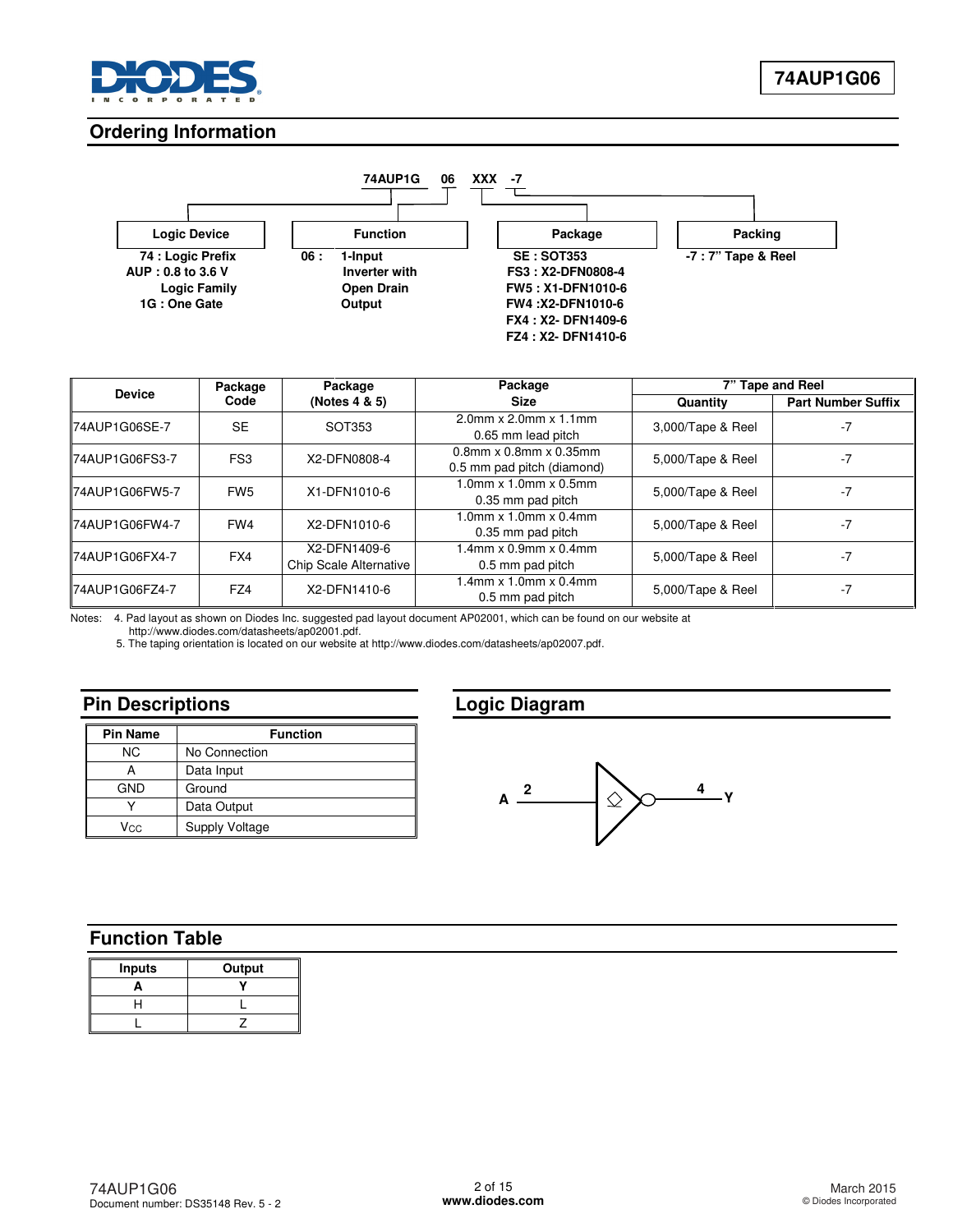## Ordering Information

74AUP1G 06 XXX -7

| Logic Device | Function | Package | Packing |
|---|---|---|---|
| 74 : Logic Prefix<br>AUP : 0.8 to 3.6 V Logic Family<br>1G : One Gate | 06 : 1-Input Inverter with Open Drain Output | SE : SOT353<br>FS3 : X2-DFN0808-4<br>FW5 : X1-DFN1010-6<br>FW4 :X2-DFN1010-6<br>FX4 : X2- DFN1409-6<br>FZ4 : X2- DFN1410-6 | -7 : 7" Tape & Reel |

| Device | Package Code | Package (Notes 4 & 5) | Package Size | 7" Tape and Reel | |
|---|---|---|---|---|---|
| | | | | Quantity | Part Number Suffix |
| 74AUP1G06SE-7 | SE | SOT353 | 2.0mm x 2.0mm x 1.1mm 0.65 mm lead pitch | 3,000/Tape & Reel | -7 |
| 74AUP1G06FS3-7 | FS3 | X2-DFN0808-4 | 0.8mm x 0.8mm x 0.35mm 0.5 mm pad pitch (diamond) | 5,000/Tape & Reel | -7 |
| 74AUP1G06FW5-7 | FW5 | X1-DFN1010-6 | 1.0mm x 1.0mm x 0.5mm 0.35 mm pad pitch | 5,000/Tape & Reel | -7 |
| 74AUP1G06FW4-7 | FW4 | X2-DFN1010-6 | 1.0mm x 1.0mm x 0.4mm 0.35 mm pad pitch | 5,000/Tape & Reel | -7 |
| 74AUP1G06FX4-7 | FX4 | X2-DFN1409-6 Chip Scale Alternative | 1.4mm x 0.9mm x 0.4mm 0.5 mm pad pitch | 5,000/Tape & Reel | -7 |
| 74AUP1G06FZ4-7 | FZ4 | X2-DFN1410-6 | 1.4mm x 1.0mm x 0.4mm 0.5 mm pad pitch | 5,000/Tape & Reel | -7 |

Notes: 4. Pad layout as shown on Diodes Inc. suggested pad layout document AP02001, which can be found on our website at http://www.diodes.com/datasheets/ap02001.pdf.
5. The taping orientation is located on our website at http://www.diodes.com/datasheets/ap02007.pdf.

## Pin Descriptions

| Pin Name | Function |
|---|---|
| NC | No Connection |
| A | Data Input |
| GND | Ground |
| Y | Data Output |
| $V_{CC}$ | Supply Voltage |

## Logic Diagram

A 2 → 4 Y

## Function Table

| Inputs | Output |
|---|---|
| A | Y |
| H | L |
| L | Z |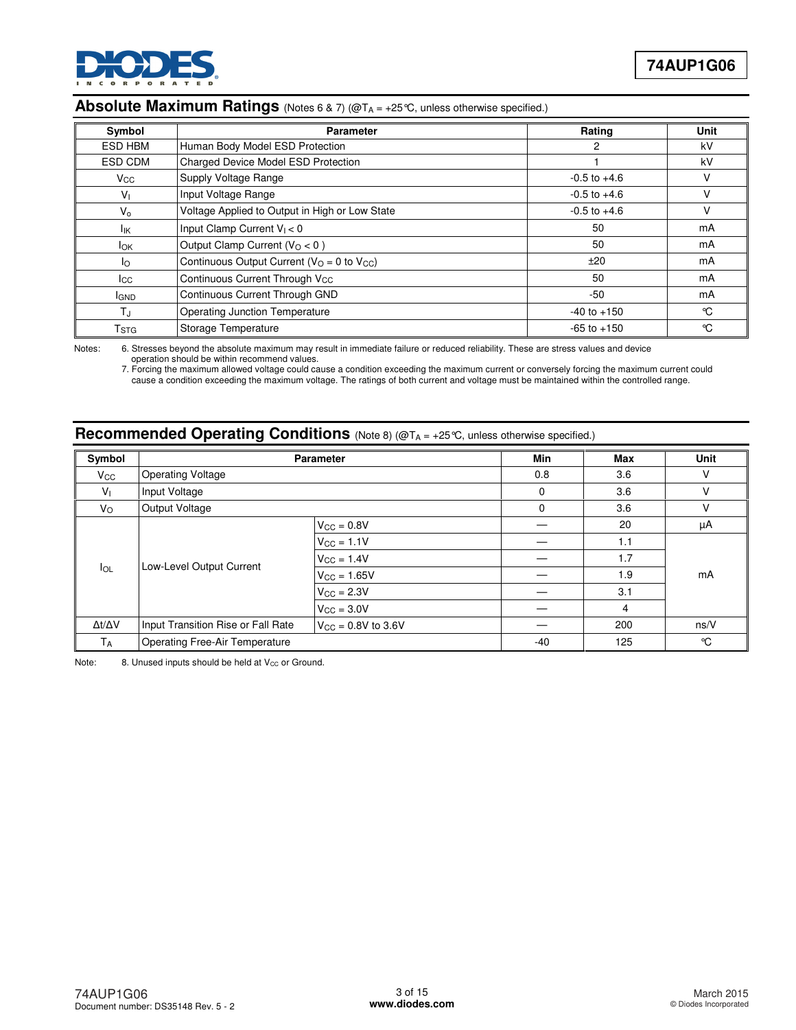## Absolute Maximum Ratings (Notes 6 & 7) (@$T_A$ = +25°C, unless otherwise specified.)

| Symbol | Parameter | Rating | Unit |
|---|---|---|---|
| ESD HBM | Human Body Model ESD Protection | 2 | kV |
| ESD CDM | Charged Device Model ESD Protection | 1 | kV |
| $V_{CC}$ | Supply Voltage Range | -0.5 to +4.6 | V |
| $V_I$ | Input Voltage Range | -0.5 to +4.6 | V |
| $V_o$ | Voltage Applied to Output in High or Low State | -0.5 to +4.6 | V |
| $I_{IK}$ | Input Clamp Current $V_I < 0$ | 50 | mA |
| $I_{OK}$ | Output Clamp Current ($V_O < 0$ ) | 50 | mA |
| $I_O$ | Continuous Output Current ($V_O$ = 0 to $V_{CC}$) | ±20 | mA |
| $I_{CC}$ | Continuous Current Through $V_{CC}$ | 50 | mA |
| $I_{GND}$ | Continuous Current Through GND | -50 | mA |
| $T_J$ | Operating Junction Temperature | -40 to +150 | °C |
| $T_{STG}$ | Storage Temperature | -65 to +150 | °C |

Notes:
6. Stresses beyond the absolute maximum may result in immediate failure or reduced reliability. These are stress values and device operation should be within recommend values.
7. Forcing the maximum allowed voltage could cause a condition exceeding the maximum current or conversely forcing the maximum current could cause a condition exceeding the maximum voltage. The ratings of both current and voltage must be maintained within the controlled range.

## Recommended Operating Conditions (Note 8) (@$T_A$ = +25°C, unless otherwise specified.)

| Symbol | Parameter | | Min | Max | Unit |
|---|---|---|---|---|---|
| $V_{CC}$ | Operating Voltage | | 0.8 | 3.6 | V |
| $V_I$ | Input Voltage | | 0 | 3.6 | V |
| $V_O$ | Output Voltage | | 0 | 3.6 | V |
| $I_{OL}$ | Low-Level Output Current | $V_{CC}$ = 0.8V | — | 20 | µA |
| | | $V_{CC}$ = 1.1V | — | 1.1 | mA |
| | | $V_{CC}$ = 1.4V | — | 1.7 | mA |
| | | $V_{CC}$ = 1.65V | — | 1.9 | mA |
| | | $V_{CC}$ = 2.3V | — | 3.1 | mA |
| | | $V_{CC}$ = 3.0V | — | 4 | mA |
| Δt/ΔV | Input Transition Rise or Fall Rate | $V_{CC}$ = 0.8V to 3.6V | — | 200 | ns/V |
| $T_A$ | Operating Free-Air Temperature | | -40 | 125 | °C |

Note: 8. Unused inputs should be held at $V_{CC}$ or Ground.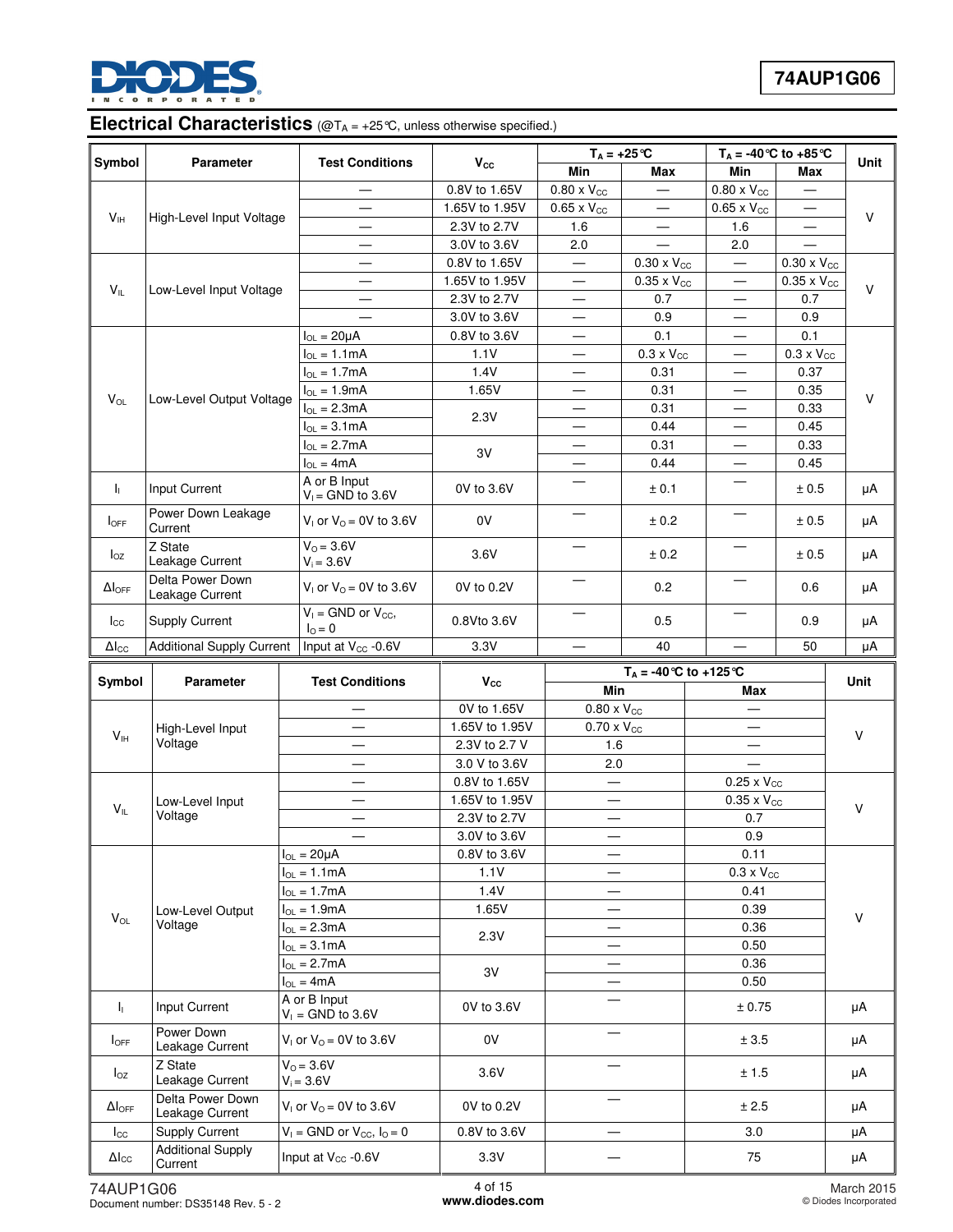## Electrical Characteristics (@$T_A$ = +25°C, unless otherwise specified.)

| Symbol | Parameter | Test Conditions | $V_{CC}$ | $T_A$ = +25°C | | $T_A$ = -40°C to +85°C | | Unit |
|---|---|---|---|---|---|---|---|---|
| | | | | Min | Max | Min | Max | |
| $V_{IH}$ | High-Level Input Voltage | — | 0.8V to 1.65V | 0.80 x $V_{CC}$ | — | 0.80 x $V_{CC}$ | — | V |
| | | — | 1.65V to 1.95V | 0.65 x $V_{CC}$ | — | 0.65 x $V_{CC}$ | — | |
| | | — | 2.3V to 2.7V | 1.6 | — | 1.6 | — | |
| | | — | 3.0V to 3.6V | 2.0 | — | 2.0 | — | |
| $V_{IL}$ | Low-Level Input Voltage | — | 0.8V to 1.65V | — | 0.30 x $V_{CC}$ | — | 0.30 x $V_{CC}$ | V |
| | | — | 1.65V to 1.95V | — | 0.35 x $V_{CC}$ | — | 0.35 x $V_{CC}$ | |
| | | — | 2.3V to 2.7V | — | 0.7 | — | 0.7 | |
| | | — | 3.0V to 3.6V | — | 0.9 | — | 0.9 | |
| $V_{OL}$ | Low-Level Output Voltage | $I_{OL}$ = 20μA | 0.8V to 3.6V | — | 0.1 | — | 0.1 | V |
| | | $I_{OL}$ = 1.1mA | 1.1V | — | 0.3 x $V_{CC}$ | — | 0.3 x $V_{CC}$ | |
| | | $I_{OL}$ = 1.7mA | 1.4V | — | 0.31 | — | 0.37 | |
| | | $I_{OL}$ = 1.9mA | 1.65V | — | 0.31 | — | 0.35 | |
| | | $I_{OL}$ = 2.3mA | 2.3V | — | 0.31 | — | 0.33 | |
| | | $I_{OL}$ = 3.1mA | | — | 0.44 | — | 0.45 | |
| | | $I_{OL}$ = 2.7mA | 3V | — | 0.31 | — | 0.33 | |
| | | $I_{OL}$ = 4mA | | — | 0.44 | — | 0.45 | |
| $I_I$ | Input Current | A or B Input $V_I$ = GND to 3.6V | 0V to 3.6V | — | ± 0.1 | — | ± 0.5 | μA |
| $I_{OFF}$ | Power Down Leakage Current | $V_I$ or $V_O$ = 0V to 3.6V | 0V | — | ± 0.2 | — | ± 0.5 | μA |
| $I_{OZ}$ | Z State Leakage Current | $V_O$ = 3.6V $V_I$ = 3.6V | 3.6V | — | ± 0.2 | — | ± 0.5 | μA |
| $\Delta I_{OFF}$ | Delta Power Down Leakage Current | $V_I$ or $V_O$ = 0V to 3.6V | 0V to 0.2V | — | 0.2 | — | 0.6 | μA |
| $I_{CC}$ | Supply Current | $V_I$ = GND or $V_{CC}$, $I_O$ = 0 | 0.8Vto 3.6V | — | 0.5 | — | 0.9 | μA |
| $\Delta I_{CC}$ | Additional Supply Current | Input at $V_{CC}$ -0.6V | 3.3V | — | 40 | — | 50 | μA |

| Symbol | Parameter | Test Conditions | $V_{CC}$ | $T_A$ = -40°C to +125°C | | Unit |
|---|---|---|---|---|---|---|
| | | | | Min | Max | |
| $V_{IH}$ | High-Level Input Voltage | — | 0V to 1.65V | 0.80 x $V_{CC}$ | — | V |
| | | — | 1.65V to 1.95V | 0.70 x $V_{CC}$ | — | |
| | | — | 2.3V to 2.7 V | 1.6 | — | |
| | | — | 3.0 V to 3.6V | 2.0 | — | |
| $V_{IL}$ | Low-Level Input Voltage | — | 0.8V to 1.65V | — | 0.25 x $V_{CC}$ | V |
| | | — | 1.65V to 1.95V | — | 0.35 x $V_{CC}$ | |
| | | — | 2.3V to 2.7V | — | 0.7 | |
| | | — | 3.0V to 3.6V | — | 0.9 | |
| $V_{OL}$ | Low-Level Output Voltage | $I_{OL}$ = 20μA | 0.8V to 3.6V | — | 0.11 | V |
| | | $I_{OL}$ = 1.1mA | 1.1V | — | 0.3 x $V_{CC}$ | |
| | | $I_{OL}$ = 1.7mA | 1.4V | — | 0.41 | |
| | | $I_{OL}$ = 1.9mA | 1.65V | — | 0.39 | |
| | | $I_{OL}$ = 2.3mA | 2.3V | — | 0.36 | |
| | | $I_{OL}$ = 3.1mA | | — | 0.50 | |
| | | $I_{OL}$ = 2.7mA | 3V | — | 0.36 | |
| | | $I_{OL}$ = 4mA | | — | 0.50 | |
| $I_I$ | Input Current | A or B Input $V_I$ = GND to 3.6V | 0V to 3.6V | — | ± 0.75 | μA |
| $I_{OFF}$ | Power Down Leakage Current | $V_I$ or $V_O$ = 0V to 3.6V | 0V | — | ± 3.5 | μA |
| $I_{OZ}$ | Z State Leakage Current | $V_O$ = 3.6V $V_I$ = 3.6V | 3.6V | — | ± 1.5 | μA |
| $\Delta I_{OFF}$ | Delta Power Down Leakage Current | $V_I$ or $V_O$ = 0V to 3.6V | 0V to 0.2V | — | ± 2.5 | μA |
| $I_{CC}$ | Supply Current | $V_I$ = GND or $V_{CC}$, $I_O$ = 0 | 0.8V to 3.6V | — | 3.0 | μA |
| $\Delta I_{CC}$ | Additional Supply Current | Input at $V_{CC}$ -0.6V | 3.3V | — | 75 | μA |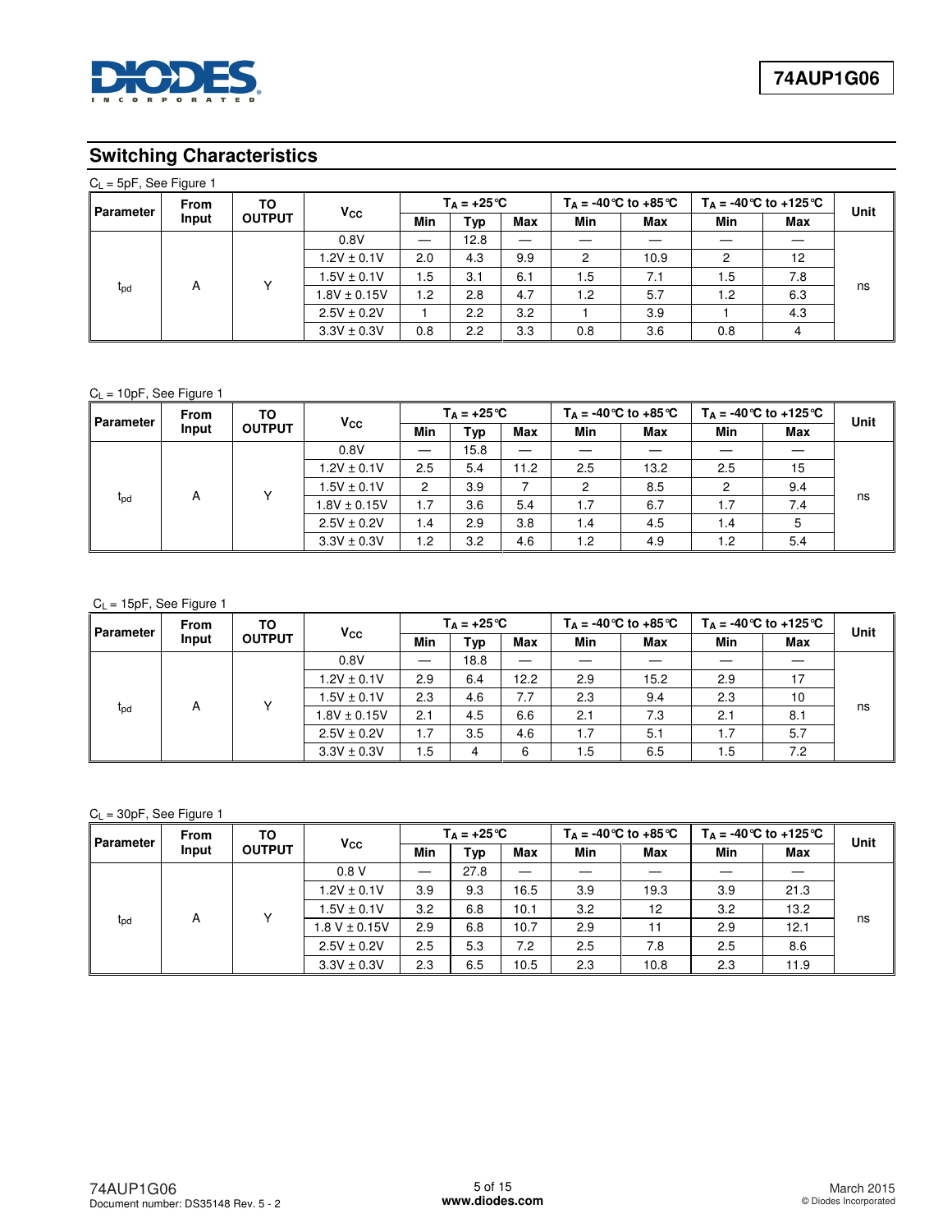## Switching Characteristics

$C_L$ = 5pF, See Figure 1

| Parameter | From Input | TO OUTPUT | $V_{CC}$ | $T_A = +25°C$ | | | $T_A = -40°C$ to $+85°C$ | | $T_A = -40°C$ to $+125°C$ | | Unit |
|---|---|---|---|---|---|---|---|---|---|---|---|
| | | | | Min | Typ | Max | Min | Max | Min | Max | |
| $t_{pd}$ | A | Y | 0.8V | — | 12.8 | — | — | — | — | — | ns |
| | | | 1.2V ± 0.1V | 2.0 | 4.3 | 9.9 | 2 | 10.9 | 2 | 12 | |
| | | | 1.5V ± 0.1V | 1.5 | 3.1 | 6.1 | 1.5 | 7.1 | 1.5 | 7.8 | |
| | | | 1.8V ± 0.15V | 1.2 | 2.8 | 4.7 | 1.2 | 5.7 | 1.2 | 6.3 | |
| | | | 2.5V ± 0.2V | 1 | 2.2 | 3.2 | 1 | 3.9 | 1 | 4.3 | |
| | | | 3.3V ± 0.3V | 0.8 | 2.2 | 3.3 | 0.8 | 3.6 | 0.8 | 4 | |

$C_L$ = 10pF, See Figure 1

| Parameter | From Input | TO OUTPUT | $V_{CC}$ | $T_A = +25°C$ | | | $T_A = -40°C$ to $+85°C$ | | $T_A = -40°C$ to $+125°C$ | | Unit |
|---|---|---|---|---|---|---|---|---|---|---|---|
| | | | | Min | Typ | Max | Min | Max | Min | Max | |
| $t_{pd}$ | A | Y | 0.8V | — | 15.8 | — | — | — | — | — | ns |
| | | | 1.2V ± 0.1V | 2.5 | 5.4 | 11.2 | 2.5 | 13.2 | 2.5 | 15 | |
| | | | 1.5V ± 0.1V | 2 | 3.9 | 7 | 2 | 8.5 | 2 | 9.4 | |
| | | | 1.8V ± 0.15V | 1.7 | 3.6 | 5.4 | 1.7 | 6.7 | 1.7 | 7.4 | |
| | | | 2.5V ± 0.2V | 1.4 | 2.9 | 3.8 | 1.4 | 4.5 | 1.4 | 5 | |
| | | | 3.3V ± 0.3V | 1.2 | 3.2 | 4.6 | 1.2 | 4.9 | 1.2 | 5.4 | |

$C_L$ = 15pF, See Figure 1

| Parameter | From Input | TO OUTPUT | $V_{CC}$ | $T_A = +25°C$ | | | $T_A = -40°C$ to $+85°C$ | | $T_A = -40°C$ to $+125°C$ | | Unit |
|---|---|---|---|---|---|---|---|---|---|---|---|
| | | | | Min | Typ | Max | Min | Max | Min | Max | |
| $t_{pd}$ | A | Y | 0.8V | — | 18.8 | — | — | — | — | — | ns |
| | | | 1.2V ± 0.1V | 2.9 | 6.4 | 12.2 | 2.9 | 15.2 | 2.9 | 17 | |
| | | | 1.5V ± 0.1V | 2.3 | 4.6 | 7.7 | 2.3 | 9.4 | 2.3 | 10 | |
| | | | 1.8V ± 0.15V | 2.1 | 4.5 | 6.6 | 2.1 | 7.3 | 2.1 | 8.1 | |
| | | | 2.5V ± 0.2V | 1.7 | 3.5 | 4.6 | 1.7 | 5.1 | 1.7 | 5.7 | |
| | | | 3.3V ± 0.3V | 1.5 | 4 | 6 | 1.5 | 6.5 | 1.5 | 7.2 | |

$C_L$ = 30pF, See Figure 1

| Parameter | From Input | TO OUTPUT | $V_{CC}$ | $T_A = +25°C$ | | | $T_A = -40°C$ to $+85°C$ | | $T_A = -40°C$ to $+125°C$ | | Unit |
|---|---|---|---|---|---|---|---|---|---|---|---|
| | | | | Min | Typ | Max | Min | Max | Min | Max | |
| $t_{pd}$ | A | Y | 0.8 V | — | 27.8 | — | — | — | — | — | ns |
| | | | 1.2V ± 0.1V | 3.9 | 9.3 | 16.5 | 3.9 | 19.3 | 3.9 | 21.3 | |
| | | | 1.5V ± 0.1V | 3.2 | 6.8 | 10.1 | 3.2 | 12 | 3.2 | 13.2 | |
| | | | 1.8 V ± 0.15V | 2.9 | 6.8 | 10.7 | 2.9 | 11 | 2.9 | 12.1 | |
| | | | 2.5V ± 0.2V | 2.5 | 5.3 | 7.2 | 2.5 | 7.8 | 2.5 | 8.6 | |
| | | | 3.3V ± 0.3V | 2.3 | 6.5 | 10.5 | 2.3 | 10.8 | 2.3 | 11.9 | |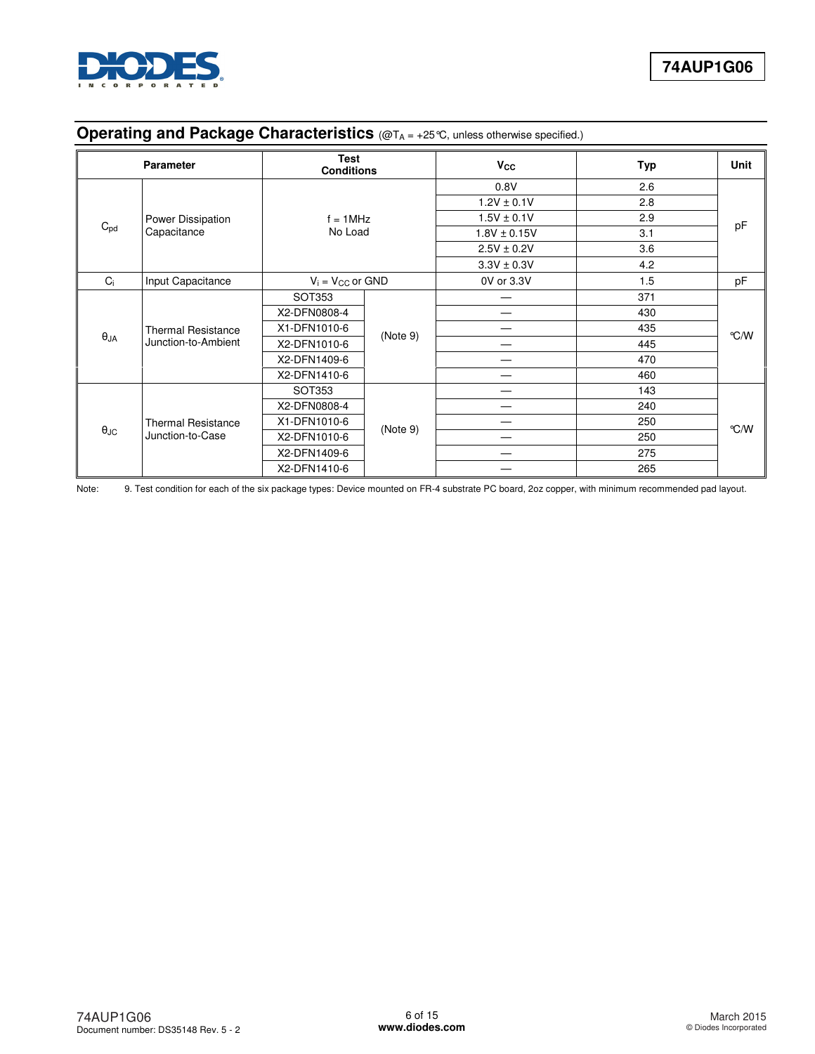## Operating and Package Characteristics (@$T_A$ = +25°C, unless otherwise specified.)

| Parameter | | Test Conditions | | $V_{CC}$ | Typ | Unit |
|---|---|---|---|---|---|---|
| $C_{pd}$ | Power Dissipation Capacitance | f = 1MHz No Load | | 0.8V | 2.6 | pF |
| | | | | 1.2V ± 0.1V | 2.8 | |
| | | | | 1.5V ± 0.1V | 2.9 | |
| | | | | 1.8V ± 0.15V | 3.1 | |
| | | | | 2.5V ± 0.2V | 3.6 | |
| | | | | 3.3V ± 0.3V | 4.2 | |
| $C_i$ | Input Capacitance | $V_i$ = $V_{CC}$ or GND | | 0V or 3.3V | 1.5 | pF |
| $\theta_{JA}$ | Thermal Resistance Junction-to-Ambient | SOT353 | (Note 9) | — | 371 | °C/W |
| | | X2-DFN0808-4 | | — | 430 | |
| | | X1-DFN1010-6 | | — | 435 | |
| | | X2-DFN1010-6 | | — | 445 | |
| | | X2-DFN1409-6 | | — | 470 | |
| | | X2-DFN1410-6 | | — | 460 | |
| $\theta_{JC}$ | Thermal Resistance Junction-to-Case | SOT353 | (Note 9) | — | 143 | °C/W |
| | | X2-DFN0808-4 | | — | 240 | |
| | | X1-DFN1010-6 | | — | 250 | |
| | | X2-DFN1010-6 | | — | 250 | |
| | | X2-DFN1409-6 | | — | 275 | |
| | | X2-DFN1410-6 | | — | 265 | |

Note: 9. Test condition for each of the six package types: Device mounted on FR-4 substrate PC board, 2oz copper, with minimum recommended pad layout.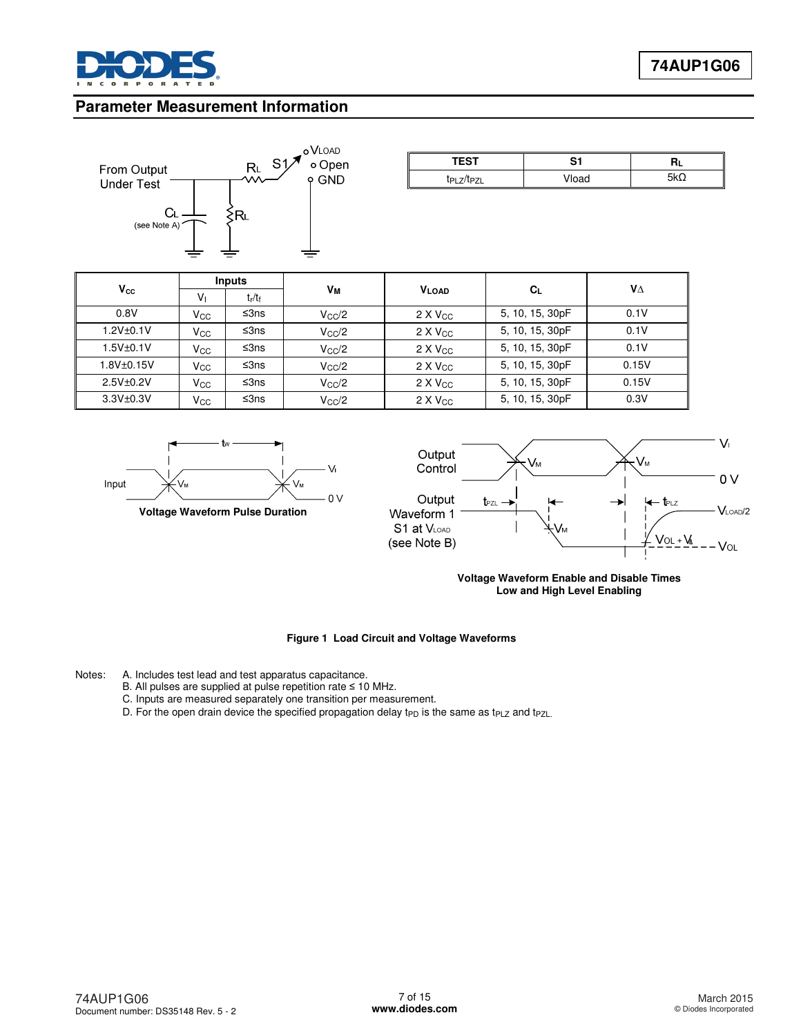## Parameter Measurement Information

| TEST | S1 | $R_L$ |
|---|---|---|
| $t_{PLZ}/t_{PZL}$ | Vload | 5kΩ |

| $V_{CC}$ | Inputs | | $V_M$ | $V_{LOAD}$ | $C_L$ | $V_\Delta$ |
|---|---|---|---|---|---|---|
| | $V_I$ | $t_r/t_f$ | | | | |
| 0.8V | $V_{CC}$ | ≤3ns | $V_{CC}/2$ | 2 X $V_{CC}$ | 5, 10, 15, 30pF | 0.1V |
| 1.2V±0.1V | $V_{CC}$ | ≤3ns | $V_{CC}/2$ | 2 X $V_{CC}$ | 5, 10, 15, 30pF | 0.1V |
| 1.5V±0.1V | $V_{CC}$ | ≤3ns | $V_{CC}/2$ | 2 X $V_{CC}$ | 5, 10, 15, 30pF | 0.1V |
| 1.8V±0.15V | $V_{CC}$ | ≤3ns | $V_{CC}/2$ | 2 X $V_{CC}$ | 5, 10, 15, 30pF | 0.15V |
| 2.5V±0.2V | $V_{CC}$ | ≤3ns | $V_{CC}/2$ | 2 X $V_{CC}$ | 5, 10, 15, 30pF | 0.15V |
| 3.3V±0.3V | $V_{CC}$ | ≤3ns | $V_{CC}/2$ | 2 X $V_{CC}$ | 5, 10, 15, 30pF | 0.3V |

**Voltage Waveform Pulse Duration**

**Voltage Waveform Enable and Disable Times Low and High Level Enabling**

**Figure 1 Load Circuit and Voltage Waveforms**

Notes:
A. Includes test lead and test apparatus capacitance.
B. All pulses are supplied at pulse repetition rate ≤ 10 MHz.
C. Inputs are measured separately one transition per measurement.
D. For the open drain device the specified propagation delay $t_{PD}$ is the same as $t_{PLZ}$ and $t_{PZL}$.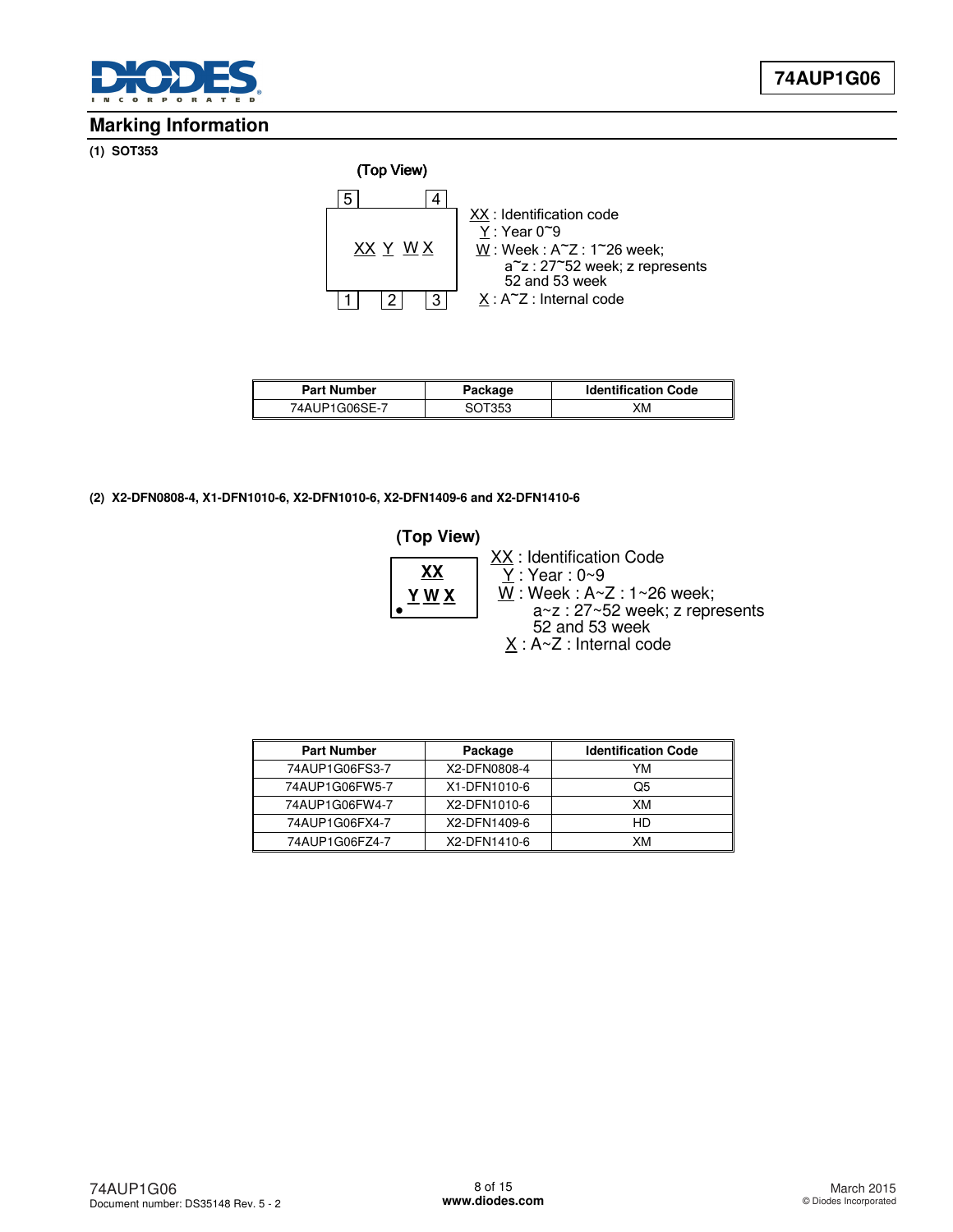## Marking Information

**(1) SOT353**

(Top View)

5 4

XX Y W X

1 2 3

XX : Identification code
Y : Year 0~9
W : Week : A~Z : 1~26 week;
a~z : 27~52 week; z represents 52 and 53 week
X : A~Z : Internal code

| Part Number | Package | Identification Code |
|---|---|---|
| 74AUP1G06SE-7 | SOT353 | XM |

**(2) X2-DFN0808-4, X1-DFN1010-6, X2-DFN1010-6, X2-DFN1409-6 and X2-DFN1410-6**

(Top View)

XX
Y W X

XX : Identification Code
Y : Year : 0~9
W : Week : A~Z : 1~26 week;
a~z : 27~52 week; z represents 52 and 53 week
X : A~Z : Internal code

| Part Number | Package | Identification Code |
|---|---|---|
| 74AUP1G06FS3-7 | X2-DFN0808-4 | YM |
| 74AUP1G06FW5-7 | X1-DFN1010-6 | Q5 |
| 74AUP1G06FW4-7 | X2-DFN1010-6 | XM |
| 74AUP1G06FX4-7 | X2-DFN1409-6 | HD |
| 74AUP1G06FZ4-7 | X2-DFN1410-6 | XM |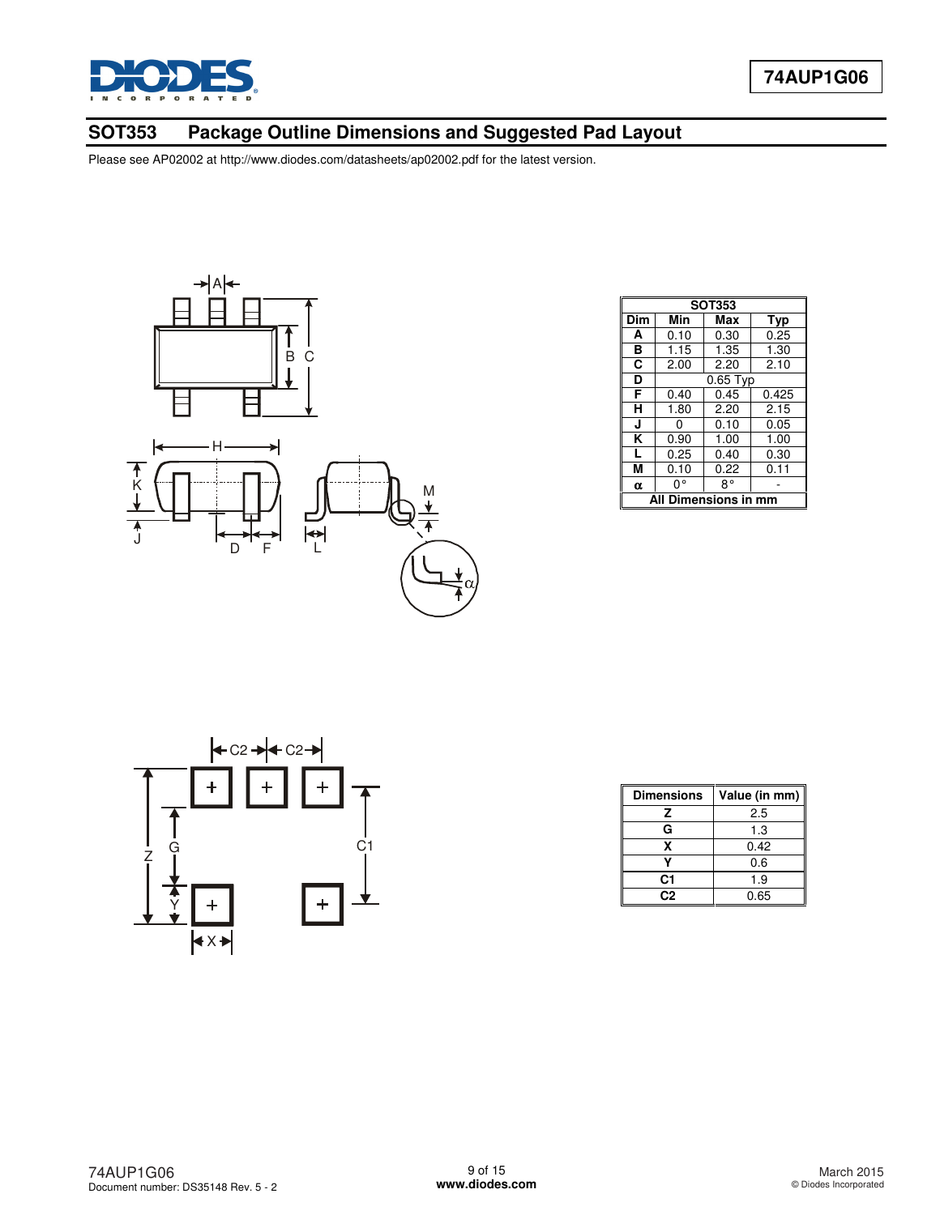## SOT353 Package Outline Dimensions and Suggested Pad Layout

Please see AP02002 at http://www.diodes.com/datasheets/ap02002.pdf for the latest version.

| SOT353 | | | |
|---|---|---|---|
| **Dim** | **Min** | **Max** | **Typ** |
| **A** | 0.10 | 0.30 | 0.25 |
| **B** | 1.15 | 1.35 | 1.30 |
| **C** | 2.00 | 2.20 | 2.10 |
| **D** | 0.65 Typ | | |
| **F** | 0.40 | 0.45 | 0.425 |
| **H** | 1.80 | 2.20 | 2.15 |
| **J** | 0 | 0.10 | 0.05 |
| **K** | 0.90 | 1.00 | 1.00 |
| **L** | 0.25 | 0.40 | 0.30 |
| **M** | 0.10 | 0.22 | 0.11 |
| **α** | 0° | 8° | - |
| **All Dimensions in mm** | | | |

| Dimensions | Value (in mm) |
|---|---|
| **Z** | 2.5 |
| **G** | 1.3 |
| **X** | 0.42 |
| **Y** | 0.6 |
| **C1** | 1.9 |
| **C2** | 0.65 |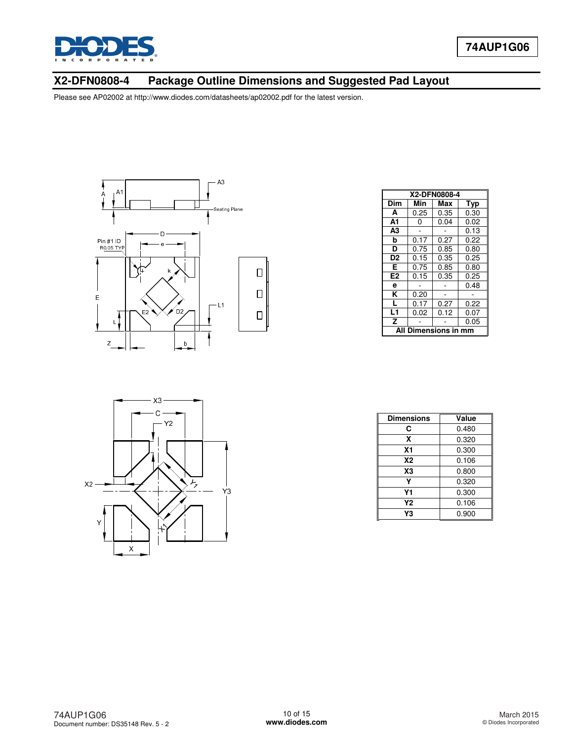## X2-DFN0808-4 Package Outline Dimensions and Suggested Pad Layout

Please see AP02002 at http://www.diodes.com/datasheets/ap02002.pdf for the latest version.

| X2-DFN0808-4 | | | |
|---|---|---|---|
| **Dim** | **Min** | **Max** | **Typ** |
| **A** | 0.25 | 0.35 | 0.30 |
| **A1** | 0 | 0.04 | 0.02 |
| **A3** | - | - | 0.13 |
| **b** | 0.17 | 0.27 | 0.22 |
| **D** | 0.75 | 0.85 | 0.80 |
| **D2** | 0.15 | 0.35 | 0.25 |
| **E** | 0.75 | 0.85 | 0.80 |
| **E2** | 0.15 | 0.35 | 0.25 |
| **e** | - | - | 0.48 |
| **K** | 0.20 | - | - |
| **L** | 0.17 | 0.27 | 0.22 |
| **L1** | 0.02 | 0.12 | 0.07 |
| **Z** | - | - | 0.05 |
| **All Dimensions in mm** | | | |

| Dimensions | Value |
|---|---|
| **C** | 0.480 |
| **X** | 0.320 |
| **X1** | 0.300 |
| **X2** | 0.106 |
| **X3** | 0.800 |
| **Y** | 0.320 |
| **Y1** | 0.300 |
| **Y2** | 0.106 |
| **Y3** | 0.900 |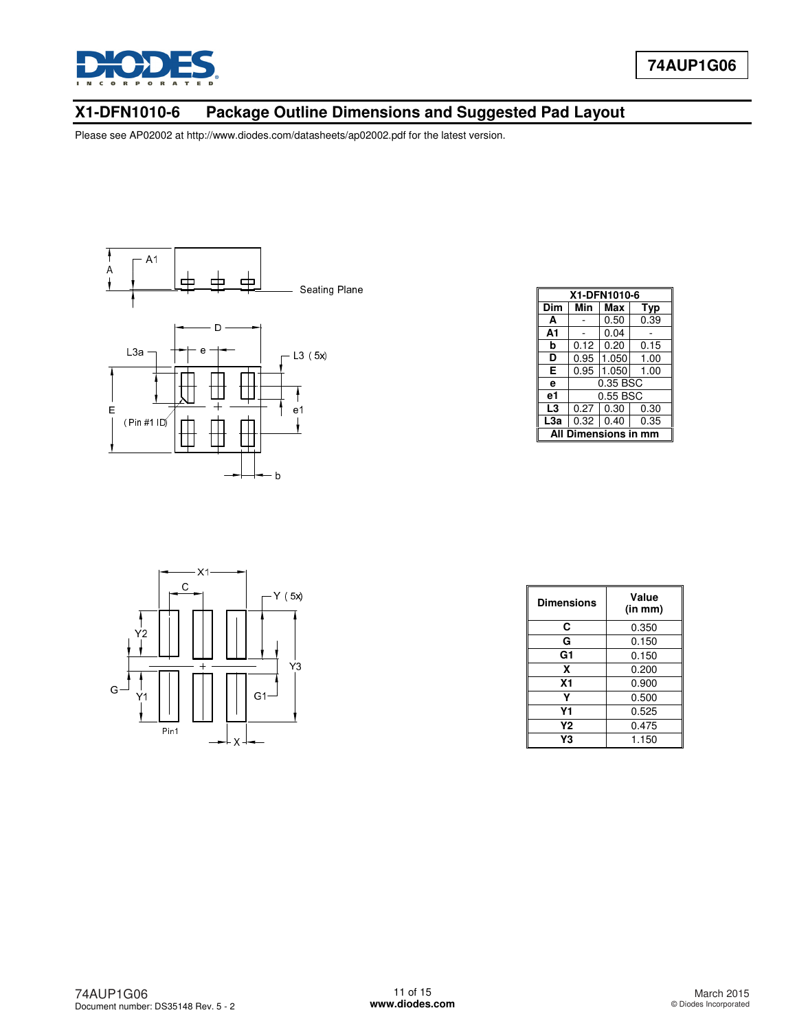## X1-DFN1010-6 Package Outline Dimensions and Suggested Pad Layout

Please see AP02002 at http://www.diodes.com/datasheets/ap02002.pdf for the latest version.

| X1-DFN1010-6 | | | |
|---|---|---|---|
| **Dim** | **Min** | **Max** | **Typ** |
| **A** | - | 0.50 | 0.39 |
| **A1** | - | 0.04 | - |
| **b** | 0.12 | 0.20 | 0.15 |
| **D** | 0.95 | 1.050 | 1.00 |
| **E** | 0.95 | 1.050 | 1.00 |
| **e** | 0.35 BSC | | |
| **e1** | 0.55 BSC | | |
| **L3** | 0.27 | 0.30 | 0.30 |
| **L3a** | 0.32 | 0.40 | 0.35 |
| **All Dimensions in mm** | | | |

| Dimensions | Value (in mm) |
|---|---|
| **C** | 0.350 |
| **G** | 0.150 |
| **G1** | 0.150 |
| **X** | 0.200 |
| **X1** | 0.900 |
| **Y** | 0.500 |
| **Y1** | 0.525 |
| **Y2** | 0.475 |
| **Y3** | 1.150 |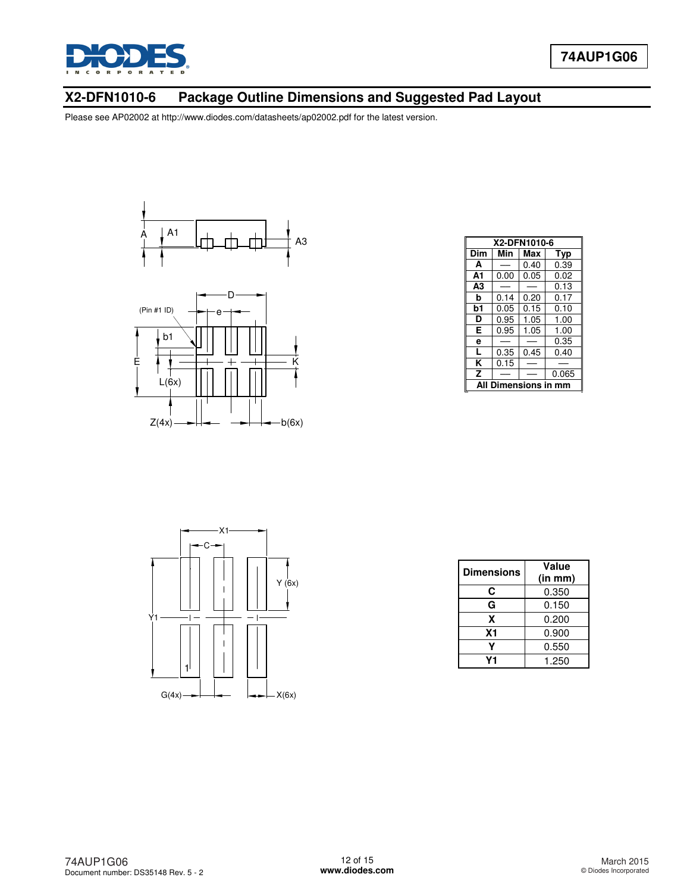## X2-DFN1010-6 Package Outline Dimensions and Suggested Pad Layout

Please see AP02002 at http://www.diodes.com/datasheets/ap02002.pdf for the latest version.

| X2-DFN1010-6 | | | |
|---|---|---|---|
| **Dim** | **Min** | **Max** | **Typ** |
| **A** | — | 0.40 | 0.39 |
| **A1** | 0.00 | 0.05 | 0.02 |
| **A3** | — | — | 0.13 |
| **b** | 0.14 | 0.20 | 0.17 |
| **b1** | 0.05 | 0.15 | 0.10 |
| **D** | 0.95 | 1.05 | 1.00 |
| **E** | 0.95 | 1.05 | 1.00 |
| **e** | — | — | 0.35 |
| **L** | 0.35 | 0.45 | 0.40 |
| **K** | 0.15 | — | — |
| **Z** | — | — | 0.065 |
| **All Dimensions in mm** | | | |

| Dimensions | Value (in mm) |
|---|---|
| **C** | 0.350 |
| **G** | 0.150 |
| **X** | 0.200 |
| **X1** | 0.900 |
| **Y** | 0.550 |
| **Y1** | 1.250 |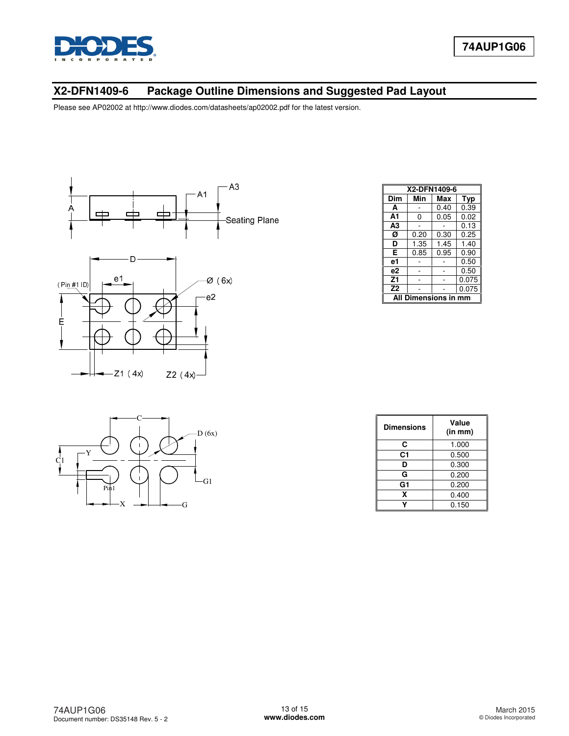## X2-DFN1409-6 Package Outline Dimensions and Suggested Pad Layout

Please see AP02002 at http://www.diodes.com/datasheets/ap02002.pdf for the latest version.

| X2-DFN1409-6 | | | |
|---|---|---|---|
| **Dim** | **Min** | **Max** | **Typ** |
| **A** | - | 0.40 | 0.39 |
| **A1** | 0 | 0.05 | 0.02 |
| **A3** | - | - | 0.13 |
| **Ø** | 0.20 | 0.30 | 0.25 |
| **D** | 1.35 | 1.45 | 1.40 |
| **E** | 0.85 | 0.95 | 0.90 |
| **e1** | - | - | 0.50 |
| **e2** | - | - | 0.50 |
| **Z1** | - | - | 0.075 |
| **Z2** | - | - | 0.075 |
| **All Dimensions in mm** | | | |

| Dimensions | Value (in mm) |
|---|---|
| **C** | 1.000 |
| **C1** | 0.500 |
| **D** | 0.300 |
| **G** | 0.200 |
| **G1** | 0.200 |
| **X** | 0.400 |
| **Y** | 0.150 |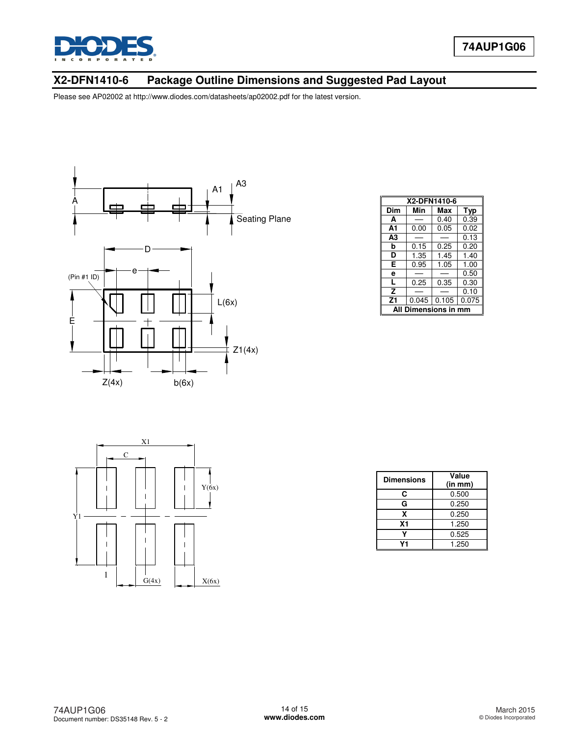## X2-DFN1410-6 Package Outline Dimensions and Suggested Pad Layout

Please see AP02002 at http://www.diodes.com/datasheets/ap02002.pdf for the latest version.

| X2-DFN1410-6 | | | |
|---|---|---|---|
| **Dim** | **Min** | **Max** | **Typ** |
| **A** | — | 0.40 | 0.39 |
| **A1** | 0.00 | 0.05 | 0.02 |
| **A3** | — | — | 0.13 |
| **b** | 0.15 | 0.25 | 0.20 |
| **D** | 1.35 | 1.45 | 1.40 |
| **E** | 0.95 | 1.05 | 1.00 |
| **e** | — | — | 0.50 |
| **L** | 0.25 | 0.35 | 0.30 |
| **Z** | — | — | 0.10 |
| **Z1** | 0.045 | 0.105 | 0.075 |
| **All Dimensions in mm** | | | |

| Dimensions | Value (in mm) |
|---|---|
| **C** | 0.500 |
| **G** | 0.250 |
| **X** | 0.250 |
| **X1** | 1.250 |
| **Y** | 0.525 |
| **Y1** | 1.250 |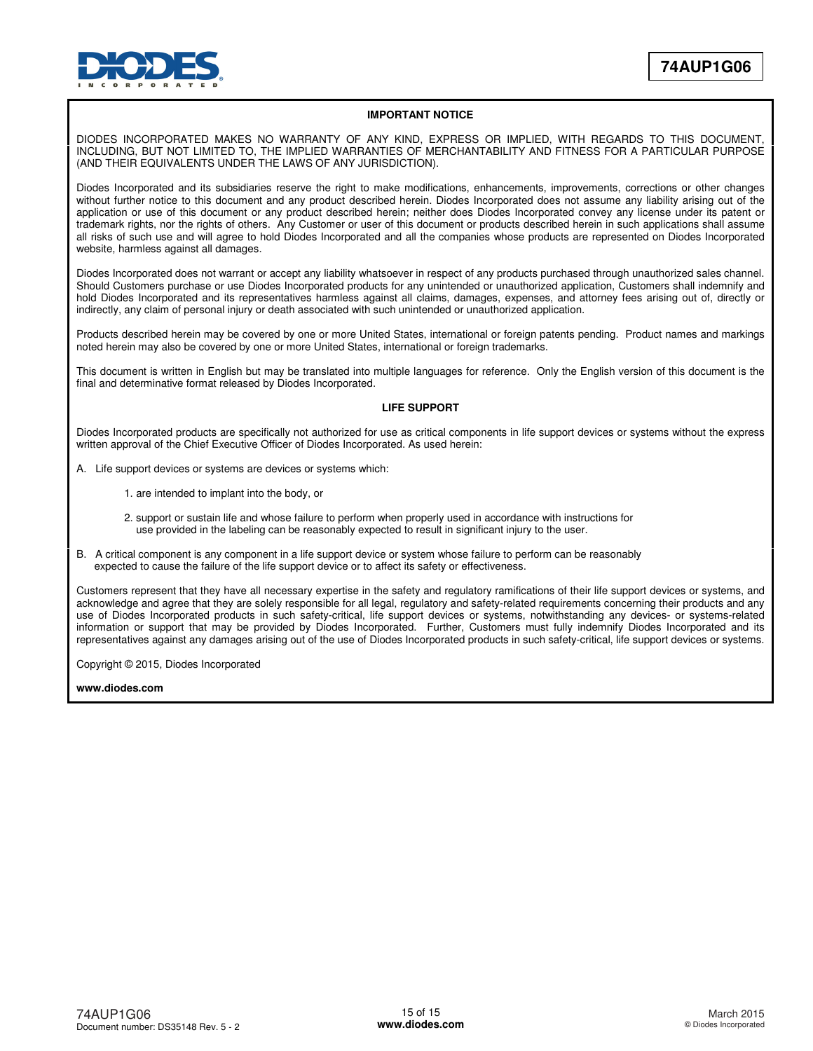## IMPORTANT NOTICE

DIODES INCORPORATED MAKES NO WARRANTY OF ANY KIND, EXPRESS OR IMPLIED, WITH REGARDS TO THIS DOCUMENT, INCLUDING, BUT NOT LIMITED TO, THE IMPLIED WARRANTIES OF MERCHANTABILITY AND FITNESS FOR A PARTICULAR PURPOSE (AND THEIR EQUIVALENTS UNDER THE LAWS OF ANY JURISDICTION).

Diodes Incorporated and its subsidiaries reserve the right to make modifications, enhancements, improvements, corrections or other changes without further notice to this document and any product described herein. Diodes Incorporated does not assume any liability arising out of the application or use of this document or any product described herein; neither does Diodes Incorporated convey any license under its patent or trademark rights, nor the rights of others. Any Customer or user of this document or products described herein in such applications shall assume all risks of such use and will agree to hold Diodes Incorporated and all the companies whose products are represented on Diodes Incorporated website, harmless against all damages.

Diodes Incorporated does not warrant or accept any liability whatsoever in respect of any products purchased through unauthorized sales channel. Should Customers purchase or use Diodes Incorporated products for any unintended or unauthorized application, Customers shall indemnify and hold Diodes Incorporated and its representatives harmless against all claims, damages, expenses, and attorney fees arising out of, directly or indirectly, any claim of personal injury or death associated with such unintended or unauthorized application.

Products described herein may be covered by one or more United States, international or foreign patents pending. Product names and markings noted herein may also be covered by one or more United States, international or foreign trademarks.

This document is written in English but may be translated into multiple languages for reference. Only the English version of this document is the final and determinative format released by Diodes Incorporated.

## LIFE SUPPORT

Diodes Incorporated products are specifically not authorized for use as critical components in life support devices or systems without the express written approval of the Chief Executive Officer of Diodes Incorporated. As used herein:

A. Life support devices or systems are devices or systems which:

1. are intended to implant into the body, or

2. support or sustain life and whose failure to perform when properly used in accordance with instructions for use provided in the labeling can be reasonably expected to result in significant injury to the user.

B. A critical component is any component in a life support device or system whose failure to perform can be reasonably expected to cause the failure of the life support device or to affect its safety or effectiveness.

Customers represent that they have all necessary expertise in the safety and regulatory ramifications of their life support devices or systems, and acknowledge and agree that they are solely responsible for all legal, regulatory and safety-related requirements concerning their products and any use of Diodes Incorporated products in such safety-critical, life support devices or systems, notwithstanding any devices- or systems-related information or support that may be provided by Diodes Incorporated. Further, Customers must fully indemnify Diodes Incorporated and its representatives against any damages arising out of the use of Diodes Incorporated products in such safety-critical, life support devices or systems.

Copyright © 2015, Diodes Incorporated

**www.diodes.com**